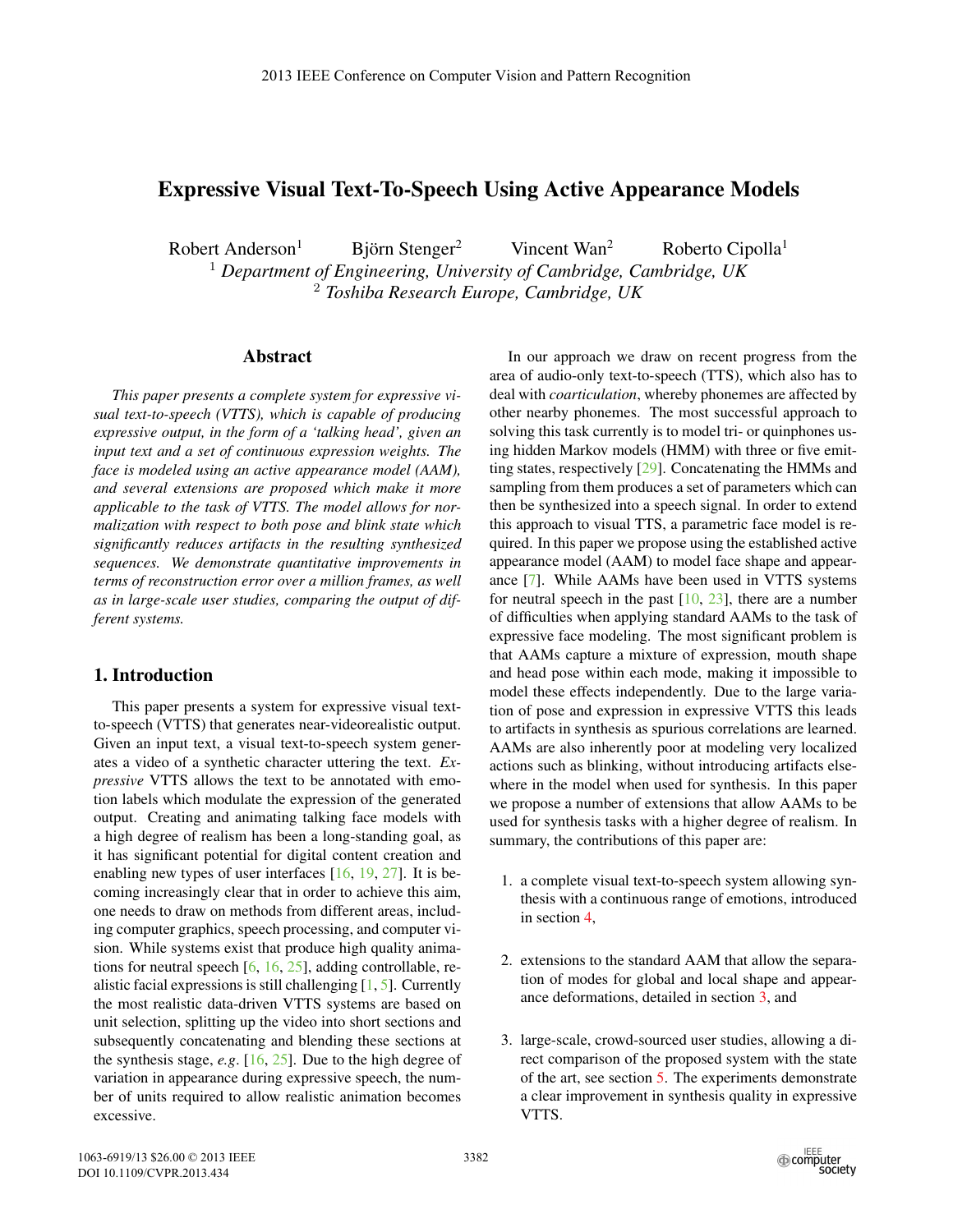# Expressive Visual Text-To-Speech Using Active Appearance Models

Robert Anderson[1] Björn Stenger[2] Vincent Wan[2] Roberto Cipolla[1]

[1] *Department of Engineering, University of Cambridge, Cambridge, UK*

[2] *Toshiba Research Europe, Cambridge, UK*

## Abstract

*This paper presents a complete system for expressive visual text-to-speech (VTTS), which is capable of producing expressive output, in the form of a 'talking head', given an input text and a set of continuous expression weights. The face is modeled using an active appearance model (AAM), and several extensions are proposed which make it more applicable to the task of VTTS. The model allows for normalization with respect to both pose and blink state which significantly reduces artifacts in the resulting synthesized sequences. We demonstrate quantitative improvements in terms of reconstruction error over a million frames, as well as in large-scale user studies, comparing the output of different systems.*

## 1. Introduction

This paper presents a system for expressive visual text-to-speech (VTTS) that generates near-videorealistic output. Given an input text, a visual text-to-speech system generates a video of a synthetic character uttering the text. *Expressive* VTTS allows the text to be annotated with emotion labels which modulate the expression of the generated output. Creating and animating talking face models with a high degree of realism has been a long-standing goal, as it has significant potential for digital content creation and enabling new types of user interfaces [16, 19, 27]. It is becoming increasingly clear that in order to achieve this aim, one needs to draw on methods from different areas, including computer graphics, speech processing, and computer vision. While systems exist that produce high quality animations for neutral speech [6, 16, 25], adding controllable, realistic facial expressions is still challenging [1, 5]. Currently the most realistic data-driven VTTS systems are based on unit selection, splitting up the video into short sections and subsequently concatenating and blending these sections at the synthesis stage, *e.g*. [16, 25]. Due to the high degree of variation in appearance during expressive speech, the number of units required to allow realistic animation becomes excessive.

In our approach we draw on recent progress from the area of audio-only text-to-speech (TTS), which also has to deal with *coarticulation*, whereby phonemes are affected by other nearby phonemes. The most successful approach to solving this task currently is to model tri- or quinphones using hidden Markov models (HMM) with three or five emitting states, respectively [29]. Concatenating the HMMs and sampling from them produces a set of parameters which can then be synthesized into a speech signal. In order to extend this approach to visual TTS, a parametric face model is required. In this paper we propose using the established active appearance model (AAM) to model face shape and appearance [7]. While AAMs have been used in VTTS systems for neutral speech in the past [10, 23], there are a number of difficulties when applying standard AAMs to the task of expressive face modeling. The most significant problem is that AAMs capture a mixture of expression, mouth shape and head pose within each mode, making it impossible to model these effects independently. Due to the large variation of pose and expression in expressive VTTS this leads to artifacts in synthesis as spurious correlations are learned. AAMs are also inherently poor at modeling very localized actions such as blinking, without introducing artifacts elsewhere in the model when used for synthesis. In this paper we propose a number of extensions that allow AAMs to be used for synthesis tasks with a higher degree of realism. In summary, the contributions of this paper are:

1. a complete visual text-to-speech system allowing synthesis with a continuous range of emotions, introduced in section 4,
2. extensions to the standard AAM that allow the separation of modes for global and local shape and appearance deformations, detailed in section 3, and
3. large-scale, crowd-sourced user studies, allowing a direct comparison of the proposed system with the state of the art, see section 5. The experiments demonstrate a clear improvement in synthesis quality in expressive VTTS.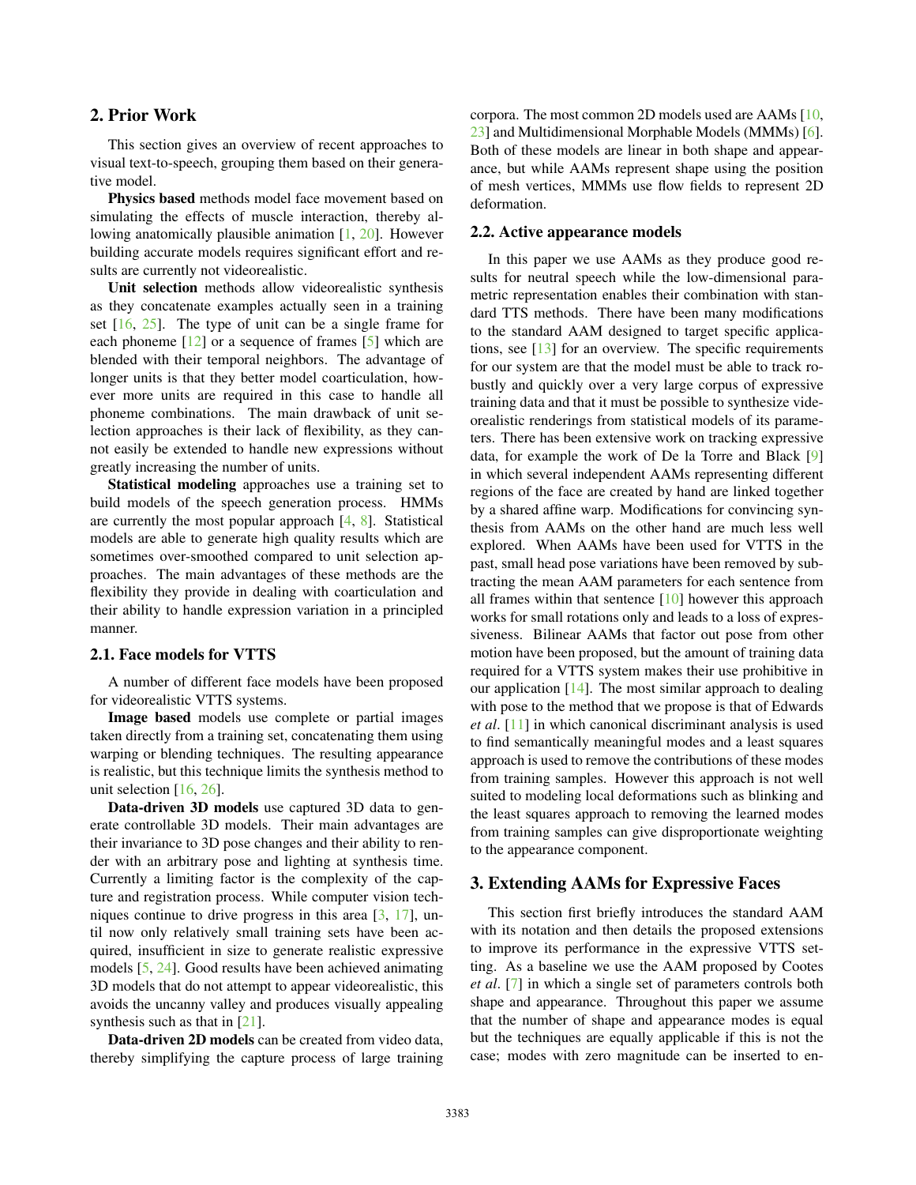## 2. Prior Work

This section gives an overview of recent approaches to visual text-to-speech, grouping them based on their generative model.

**Physics based** methods model face movement based on simulating the effects of muscle interaction, thereby allowing anatomically plausible animation [1, 20]. However building accurate models requires significant effort and results are currently not videorealistic.

**Unit selection** methods allow videorealistic synthesis as they concatenate examples actually seen in a training set [16, 25]. The type of unit can be a single frame for each phoneme [12] or a sequence of frames [5] which are blended with their temporal neighbors. The advantage of longer units is that they better model coarticulation, however more units are required in this case to handle all phoneme combinations. The main drawback of unit selection approaches is their lack of flexibility, as they cannot easily be extended to handle new expressions without greatly increasing the number of units.

**Statistical modeling** approaches use a training set to build models of the speech generation process. HMMs are currently the most popular approach [4, 8]. Statistical models are able to generate high quality results which are sometimes over-smoothed compared to unit selection approaches. The main advantages of these methods are the flexibility they provide in dealing with coarticulation and their ability to handle expression variation in a principled manner.

### 2.1. Face models for VTTS

A number of different face models have been proposed for videorealistic VTTS systems.

**Image based** models use complete or partial images taken directly from a training set, concatenating them using warping or blending techniques. The resulting appearance is realistic, but this technique limits the synthesis method to unit selection [16, 26].

**Data-driven 3D models** use captured 3D data to generate controllable 3D models. Their main advantages are their invariance to 3D pose changes and their ability to render with an arbitrary pose and lighting at synthesis time. Currently a limiting factor is the complexity of the capture and registration process. While computer vision techniques continue to drive progress in this area [3, 17], until now only relatively small training sets have been acquired, insufficient in size to generate realistic expressive models [5, 24]. Good results have been achieved animating 3D models that do not attempt to appear videorealistic, this avoids the uncanny valley and produces visually appealing synthesis such as that in [21].

**Data-driven 2D models** can be created from video data, thereby simplifying the capture process of large training corpora. The most common 2D models used are AAMs [10, 23] and Multidimensional Morphable Models (MMMs) [6]. Both of these models are linear in both shape and appearance, but while AAMs represent shape using the position of mesh vertices, MMMs use flow fields to represent 2D deformation.

### 2.2. Active appearance models

In this paper we use AAMs as they produce good results for neutral speech while the low-dimensional parametric representation enables their combination with standard TTS methods. There have been many modifications to the standard AAM designed to target specific applications, see [13] for an overview. The specific requirements for our system are that the model must be able to track robustly and quickly over a very large corpus of expressive training data and that it must be possible to synthesize videorealistic renderings from statistical models of its parameters. There has been extensive work on tracking expressive data, for example the work of De la Torre and Black [9] in which several independent AAMs representing different regions of the face are created by hand are linked together by a shared affine warp. Modifications for convincing synthesis from AAMs on the other hand are much less well explored. When AAMs have been used for VTTS in the past, small head pose variations have been removed by subtracting the mean AAM parameters for each sentence from all frames within that sentence [10] however this approach works for small rotations only and leads to a loss of expressiveness. Bilinear AAMs that factor out pose from other motion have been proposed, but the amount of training data required for a VTTS system makes their use prohibitive in our application [14]. The most similar approach to dealing with pose to the method that we propose is that of Edwards *et al*. [11] in which canonical discriminant analysis is used to find semantically meaningful modes and a least squares approach is used to remove the contributions of these modes from training samples. However this approach is not well suited to modeling local deformations such as blinking and the least squares approach to removing the learned modes from training samples can give disproportionate weighting to the appearance component.

## 3. Extending AAMs for Expressive Faces

This section first briefly introduces the standard AAM with its notation and then details the proposed extensions to improve its performance in the expressive VTTS setting. As a baseline we use the AAM proposed by Cootes *et al*. [7] in which a single set of parameters controls both shape and appearance. Throughout this paper we assume that the number of shape and appearance modes is equal but the techniques are equally applicable if this is not the case; modes with zero magnitude can be inserted to en-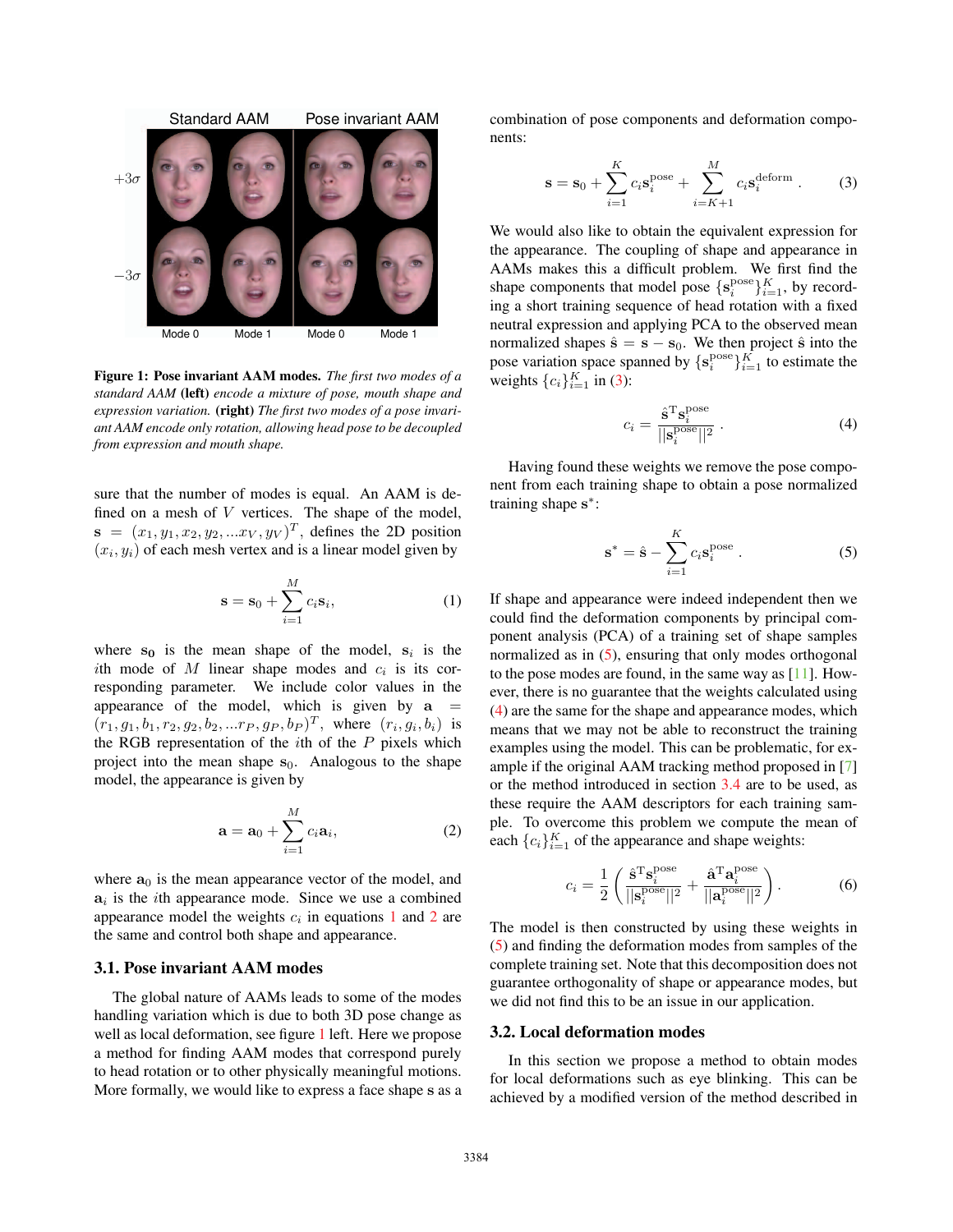Figure 1: **Pose invariant AAM modes.** *The first two modes of a standard AAM* **(left)** *encode a mixture of pose, mouth shape and expression variation.* **(right)** *The first two modes of a pose invariant AAM encode only rotation, allowing head pose to be decoupled from expression and mouth shape.*

sure that the number of modes is equal. An AAM is defined on a mesh of $V$ vertices. The shape of the model, $\mathbf{s} = (x_1, y_1, x_2, y_2, ...x_V, y_V)^T$, defines the 2D position $(x_i, y_i)$ of each mesh vertex and is a linear model given by

$$\mathbf{s} = \mathbf{s}_0 + \sum_{i=1}^{M} c_i \mathbf{s}_i, \tag{1}$$

where $\mathbf{s_0}$ is the mean shape of the model, $\mathbf{s}_i$ is the $i$th mode of $M$ linear shape modes and $c_i$ is its corresponding parameter. We include color values in the appearance of the model, which is given by $\mathbf{a} = (r_1, g_1, b_1, r_2, g_2, b_2, ...r_P, g_P, b_P)^T$, where $(r_i, g_i, b_i)$ is the RGB representation of the $i$th of the $P$ pixels which project into the mean shape $\mathbf{s}_0$. Analogous to the shape model, the appearance is given by

$$\mathbf{a} = \mathbf{a}_0 + \sum_{i=1}^{M} c_i \mathbf{a}_i, \tag{2}$$

where $\mathbf{a}_0$ is the mean appearance vector of the model, and $\mathbf{a}_i$ is the $i$th appearance mode. Since we use a combined appearance model the weights $c_i$ in equations 1 and 2 are the same and control both shape and appearance.

### 3.1. Pose invariant AAM modes

The global nature of AAMs leads to some of the modes handling variation which is due to both 3D pose change as well as local deformation, see figure 1 left. Here we propose a method for finding AAM modes that correspond purely to head rotation or to other physically meaningful motions. More formally, we would like to express a face shape $\mathbf{s}$ as a combination of pose components and deformation components:

$$\mathbf{s} = \mathbf{s}_0 + \sum_{i=1}^{K} c_i \mathbf{s}_i^{\text{pose}} + \sum_{i=K+1}^{M} c_i \mathbf{s}_i^{\text{deform}}. \tag{3}$$

We would also like to obtain the equivalent expression for the appearance. The coupling of shape and appearance in AAMs makes this a difficult problem. We first find the shape components that model pose $\{\mathbf{s}_i^{\text{pose}}\}_{i=1}^{K}$, by recording a short training sequence of head rotation with a fixed neutral expression and applying PCA to the observed mean normalized shapes $\hat{\mathbf{s}} = \mathbf{s} - \mathbf{s}_0$. We then project $\hat{\mathbf{s}}$ into the pose variation space spanned by $\{\mathbf{s}_i^{\text{pose}}\}_{i=1}^{K}$ to estimate the weights $\{c_i\}_{i=1}^{K}$ in (3):

$$c_i = \frac{\hat{\mathbf{s}}^{\mathrm{T}} \mathbf{s}_i^{\text{pose}}}{||\mathbf{s}_i^{\text{pose}}||^2}. \tag{4}$$

Having found these weights we remove the pose component from each training shape to obtain a pose normalized training shape $\mathbf{s}^*$:

$$\mathbf{s}^* = \hat{\mathbf{s}} - \sum_{i=1}^{K} c_i \mathbf{s}_i^{\text{pose}}. \tag{5}$$

If shape and appearance were indeed independent then we could find the deformation components by principal component analysis (PCA) of a training set of shape samples normalized as in (5), ensuring that only modes orthogonal to the pose modes are found, in the same way as [11]. However, there is no guarantee that the weights calculated using (4) are the same for the shape and appearance modes, which means that we may not be able to reconstruct the training examples using the model. This can be problematic, for example if the original AAM tracking method proposed in [7] or the method introduced in section 3.4 are to be used, as these require the AAM descriptors for each training sample. To overcome this problem we compute the mean of each $\{c_i\}_{i=1}^{K}$ of the appearance and shape weights:

$$c_i = \frac{1}{2}\left(\frac{\hat{\mathbf{s}}^{\mathrm{T}} \mathbf{s}_i^{\text{pose}}}{||\mathbf{s}_i^{\text{pose}}||^2} + \frac{\hat{\mathbf{a}}^{\mathrm{T}} \mathbf{a}_i^{\text{pose}}}{||\mathbf{a}_i^{\text{pose}}||^2}\right). \tag{6}$$

The model is then constructed by using these weights in (5) and finding the deformation modes from samples of the complete training set. Note that this decomposition does not guarantee orthogonality of shape or appearance modes, but we did not find this to be an issue in our application.

### 3.2. Local deformation modes

In this section we propose a method to obtain modes for local deformations such as eye blinking. This can be achieved by a modified version of the method described in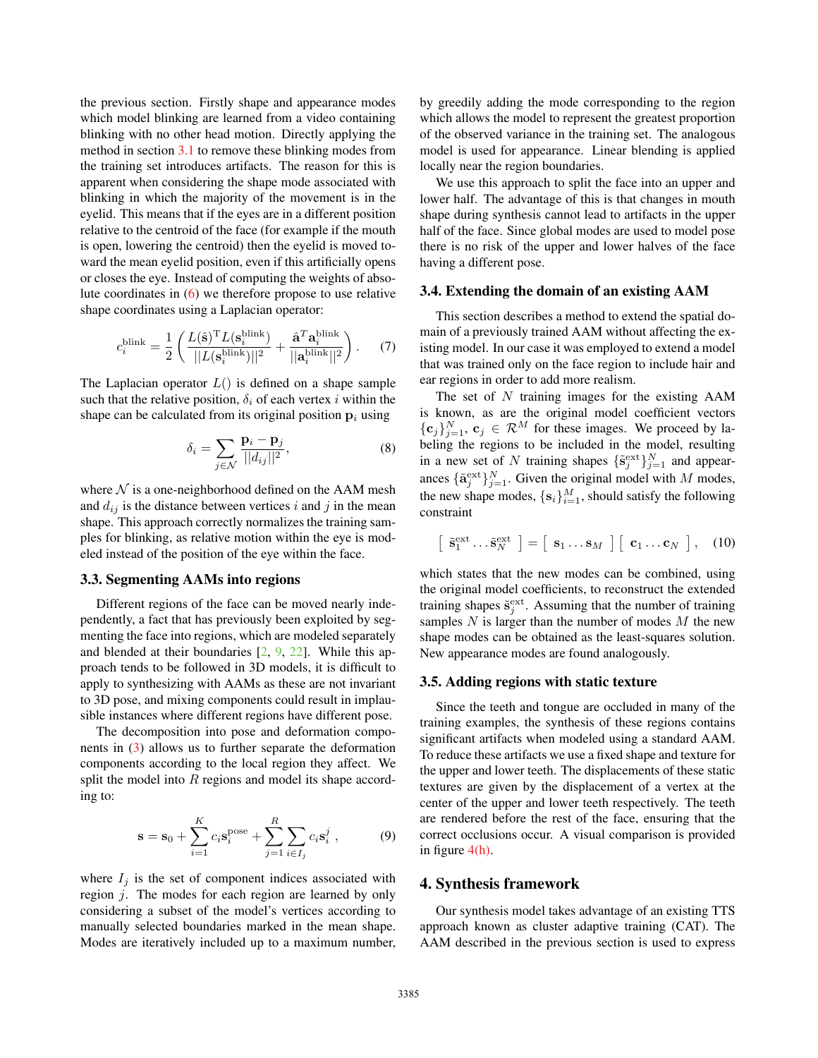the previous section. Firstly shape and appearance modes which model blinking are learned from a video containing blinking with no other head motion. Directly applying the method in section 3.1 to remove these blinking modes from the training set introduces artifacts. The reason for this is apparent when considering the shape mode associated with blinking in which the majority of the movement is in the eyelid. This means that if the eyes are in a different position relative to the centroid of the face (for example if the mouth is open, lowering the centroid) then the eyelid is moved toward the mean eyelid position, even if this artificially opens or closes the eye. Instead of computing the weights of absolute coordinates in (6) we therefore propose to use relative shape coordinates using a Laplacian operator:

$$c_i^{\text{blink}} = \frac{1}{2}\left(\frac{L(\hat{\mathbf{s}})^{\text{T}} L(\mathbf{s}_i^{\text{blink}})}{||L(\mathbf{s}_i^{\text{blink}})||^2} + \frac{\hat{\mathbf{a}}^T \mathbf{a}_i^{\text{blink}}}{||\mathbf{a}_i^{\text{blink}}||^2}\right). \quad (7)$$

The Laplacian operator $L()$ is defined on a shape sample such that the relative position, $\delta_i$ of each vertex $i$ within the shape can be calculated from its original position $\mathbf{p}_i$ using

$$\delta_i = \sum_{j \in \mathcal{N}} \frac{\mathbf{p}_i - \mathbf{p}_j}{||d_{ij}||^2}, \quad (8)$$

where $\mathcal{N}$ is a one-neighborhood defined on the AAM mesh and $d_{ij}$ is the distance between vertices $i$ and $j$ in the mean shape. This approach correctly normalizes the training samples for blinking, as relative motion within the eye is modeled instead of the position of the eye within the face.

### 3.3. Segmenting AAMs into regions

Different regions of the face can be moved nearly independently, a fact that has previously been exploited by segmenting the face into regions, which are modeled separately and blended at their boundaries [2, 9, 22]. While this approach tends to be followed in 3D models, it is difficult to apply to synthesizing with AAMs as these are not invariant to 3D pose, and mixing components could result in implausible instances where different regions have different pose.

The decomposition into pose and deformation components in (3) allows us to further separate the deformation components according to the local region they affect. We split the model into $R$ regions and model its shape according to:

$$\mathbf{s} = \mathbf{s}_0 + \sum_{i=1}^{K} c_i \mathbf{s}_i^{\text{pose}} + \sum_{j=1}^{R} \sum_{i \in I_j} c_i \mathbf{s}_i^j , \quad (9)$$

where $I_j$ is the set of component indices associated with region $j$. The modes for each region are learned by only considering a subset of the model's vertices according to manually selected boundaries marked in the mean shape. Modes are iteratively included up to a maximum number, by greedily adding the mode corresponding to the region which allows the model to represent the greatest proportion of the observed variance in the training set. The analogous model is used for appearance. Linear blending is applied locally near the region boundaries.

We use this approach to split the face into an upper and lower half. The advantage of this is that changes in mouth shape during synthesis cannot lead to artifacts in the upper half of the face. Since global modes are used to model pose there is no risk of the upper and lower halves of the face having a different pose.

### 3.4. Extending the domain of an existing AAM

This section describes a method to extend the spatial domain of a previously trained AAM without affecting the existing model. In our case it was employed to extend a model that was trained only on the face region to include hair and ear regions in order to add more realism.

The set of $N$ training images for the existing AAM is known, as are the original model coefficient vectors $\{\mathbf{c}_j\}_{j=1}^N$, $\mathbf{c}_j \in \mathcal{R}^M$ for these images. We proceed by labeling the regions to be included in the model, resulting in a new set of $N$ training shapes $\{\tilde{\mathbf{s}}_j^{\text{ext}}\}_{j=1}^N$ and appearances $\{\tilde{\mathbf{a}}_j^{\text{ext}}\}_{j=1}^N$. Given the original model with $M$ modes, the new shape modes, $\{\mathbf{s}_i\}_{i=1}^M$, should satisfy the following constraint

$$\left[\ \tilde{\mathbf{s}}_1^{\text{ext}} \ldots \tilde{\mathbf{s}}_N^{\text{ext}}\ \right] = \left[\ \mathbf{s}_1 \ldots \mathbf{s}_M\ \right]\left[\ \mathbf{c}_1 \ldots \mathbf{c}_N\ \right], \quad (10)$$

which states that the new modes can be combined, using the original model coefficients, to reconstruct the extended training shapes $\tilde{\mathbf{s}}_j^{\text{ext}}$. Assuming that the number of training samples $N$ is larger than the number of modes $M$ the new shape modes can be obtained as the least-squares solution. New appearance modes are found analogously.

### 3.5. Adding regions with static texture

Since the teeth and tongue are occluded in many of the training examples, the synthesis of these regions contains significant artifacts when modeled using a standard AAM. To reduce these artifacts we use a fixed shape and texture for the upper and lower teeth. The displacements of these static textures are given by the displacement of a vertex at the center of the upper and lower teeth respectively. The teeth are rendered before the rest of the face, ensuring that the correct occlusions occur. A visual comparison is provided in figure 4(h).

## 4. Synthesis framework

Our synthesis model takes advantage of an existing TTS approach known as cluster adaptive training (CAT). The AAM described in the previous section is used to express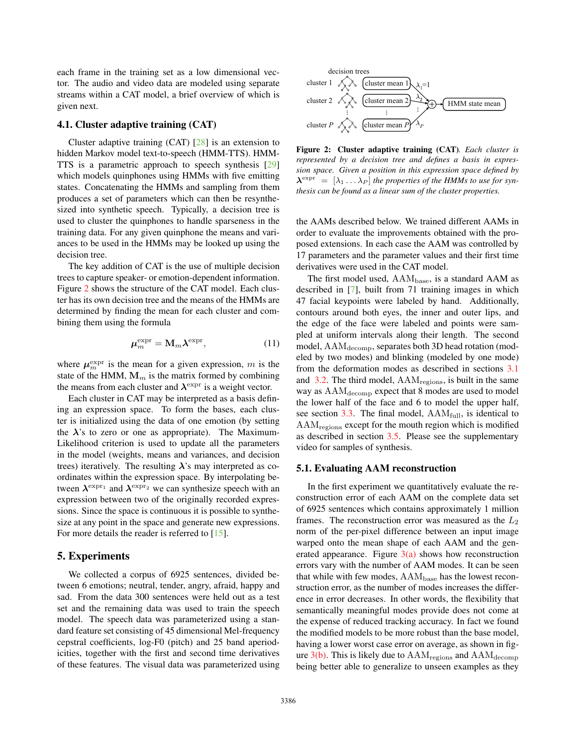each frame in the training set as a low dimensional vector. The audio and video data are modeled using separate streams within a CAT model, a brief overview of which is given next.

### 4.1. Cluster adaptive training (CAT)

Cluster adaptive training (CAT) [28] is an extension to hidden Markov model text-to-speech (HMM-TTS). HMM-TTS is a parametric approach to speech synthesis [29] which models quinphones using HMMs with five emitting states. Concatenating the HMMs and sampling from them produces a set of parameters which can then be resynthesized into synthetic speech. Typically, a decision tree is used to cluster the quinphones to handle sparseness in the training data. For any given quinphone the means and variances to be used in the HMMs may be looked up using the decision tree.

The key addition of CAT is the use of multiple decision trees to capture speaker- or emotion-dependent information. Figure 2 shows the structure of the CAT model. Each cluster has its own decision tree and the means of the HMMs are determined by finding the mean for each cluster and combining them using the formula

$$\boldsymbol{\mu}_m^{\text{expr}} = \mathbf{M}_m \boldsymbol{\lambda}^{\text{expr}}, \tag{11}$$

where $\boldsymbol{\mu}_m^{\text{expr}}$ is the mean for a given expression, $m$ is the state of the HMM, $\mathbf{M}_m$ is the matrix formed by combining the means from each cluster and $\boldsymbol{\lambda}^{\text{expr}}$ is a weight vector.

Each cluster in CAT may be interpreted as a basis defining an expression space. To form the bases, each cluster is initialized using the data of one emotion (by setting the $\boldsymbol{\lambda}$'s to zero or one as appropriate). The Maximum-Likelihood criterion is used to update all the parameters in the model (weights, means and variances, and decision trees) iteratively. The resulting $\boldsymbol{\lambda}$'s may interpreted as coordinates within the expression space. By interpolating between $\boldsymbol{\lambda}^{\text{expr}_1}$ and $\boldsymbol{\lambda}^{\text{expr}_2}$ we can synthesize speech with an expression between two of the originally recorded expressions. Since the space is continuous it is possible to synthesize at any point in the space and generate new expressions. For more details the reader is referred to [15].

**Figure 2: Cluster adaptive training (CAT).** *Each cluster is represented by a decision tree and defines a basis in expression space. Given a position in this expression space defined by* $\boldsymbol{\lambda}^{\text{expr}} = [\lambda_1 \ldots \lambda_P]$ *the properties of the HMMs to use for synthesis can be found as a linear sum of the cluster properties.*

## 5. Experiments

We collected a corpus of 6925 sentences, divided between 6 emotions; neutral, tender, angry, afraid, happy and sad. From the data 300 sentences were held out as a test set and the remaining data was used to train the speech model. The speech data was parameterized using a standard feature set consisting of 45 dimensional Mel-frequency cepstral coefficients, log-F0 (pitch) and 25 band aperiodicities, together with the first and second time derivatives of these features. The visual data was parameterized using the AAMs described below. We trained different AAMs in order to evaluate the improvements obtained with the proposed extensions. In each case the AAM was controlled by 17 parameters and the parameter values and their first time derivatives were used in the CAT model.

The first model used, $\text{AAM}_{\text{base}}$, is a standard AAM as described in [7], built from 71 training images in which 47 facial keypoints were labeled by hand. Additionally, contours around both eyes, the inner and outer lips, and the edge of the face were labeled and points were sampled at uniform intervals along their length. The second model, $\text{AAM}_{\text{decomp}}$, separates both 3D head rotation (modeled by two modes) and blinking (modeled by one mode) from the deformation modes as described in sections 3.1 and 3.2. The third model, $\text{AAM}_{\text{regions}}$, is built in the same way as $\text{AAM}_{\text{decomp}}$ expect that 8 modes are used to model the lower half of the face and 6 to model the upper half, see section 3.3. The final model, $\text{AAM}_{\text{full}}$, is identical to $\text{AAM}_{\text{regions}}$ except for the mouth region which is modified as described in section 3.5. Please see the supplementary video for samples of synthesis.

### 5.1. Evaluating AAM reconstruction

In the first experiment we quantitatively evaluate the reconstruction error of each AAM on the complete data set of 6925 sentences which contains approximately 1 million frames. The reconstruction error was measured as the $L_2$ norm of the per-pixel difference between an input image warped onto the mean shape of each AAM and the generated appearance. Figure 3(a) shows how reconstruction errors vary with the number of AAM modes. It can be seen that while with few modes, $\text{AAM}_{\text{base}}$ has the lowest reconstruction error, as the number of modes increases the difference in error decreases. In other words, the flexibility that semantically meaningful modes provide does not come at the expense of reduced tracking accuracy. In fact we found the modified models to be more robust than the base model, having a lower worst case error on average, as shown in figure 3(b). This is likely due to $\text{AAM}_{\text{regions}}$ and $\text{AAM}_{\text{decomp}}$ being better able to generalize to unseen examples as they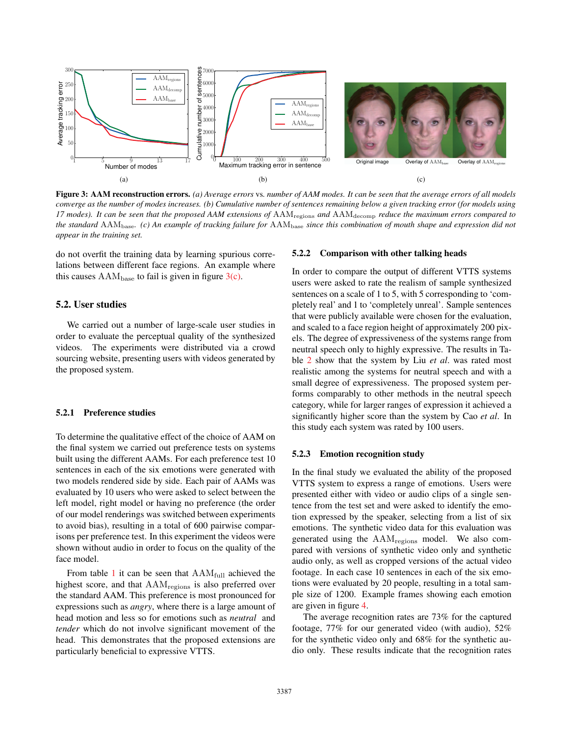**Figure 3: AAM reconstruction errors.** *(a) Average errors* vs. *number of AAM modes. It can be seen that the average errors of all models converge as the number of modes increases. (b) Cumulative number of sentences remaining below a given tracking error (for models using 17 modes). It can be seen that the proposed AAM extensions of* $\mathrm{AAM}_{\mathrm{regions}}$ *and* $\mathrm{AAM}_{\mathrm{decomp}}$ *reduce the maximum errors compared to the standard* $\mathrm{AAM}_{\mathrm{base}}$*. (c) An example of tracking failure for* $\mathrm{AAM}_{\mathrm{base}}$ *since this combination of mouth shape and expression did not appear in the training set.*

do not overfit the training data by learning spurious correlations between different face regions. An example where this causes $\mathrm{AAM}_{\mathrm{base}}$ to fail is given in figure 3(c).

## 5.2. User studies

We carried out a number of large-scale user studies in order to evaluate the perceptual quality of the synthesized videos. The experiments were distributed via a crowd sourcing website, presenting users with videos generated by the proposed system.

### 5.2.1 Preference studies

To determine the qualitative effect of the choice of AAM on the final system we carried out preference tests on systems built using the different AAMs. For each preference test 10 sentences in each of the six emotions were generated with two models rendered side by side. Each pair of AAMs was evaluated by 10 users who were asked to select between the left model, right model or having no preference (the order of our model renderings was switched between experiments to avoid bias), resulting in a total of 600 pairwise comparisons per preference test. In this experiment the videos were shown without audio in order to focus on the quality of the face model.

From table 1 it can be seen that $\mathrm{AAM}_{\mathrm{full}}$ achieved the highest score, and that $\mathrm{AAM}_{\mathrm{regions}}$ is also preferred over the standard AAM. This preference is most pronounced for expressions such as *angry*, where there is a large amount of head motion and less so for emotions such as *neutral* and *tender* which do not involve significant movement of the head. This demonstrates that the proposed extensions are particularly beneficial to expressive VTTS.

### 5.2.2 Comparison with other talking heads

In order to compare the output of different VTTS systems users were asked to rate the realism of sample synthesized sentences on a scale of 1 to 5, with 5 corresponding to 'completely real' and 1 to 'completely unreal'. Sample sentences that were publicly available were chosen for the evaluation, and scaled to a face region height of approximately 200 pixels. The degree of expressiveness of the systems range from neutral speech only to highly expressive. The results in Table 2 show that the system by Liu *et al*. was rated most realistic among the systems for neutral speech and with a small degree of expressiveness. The proposed system performs comparably to other methods in the neutral speech category, while for larger ranges of expression it achieved a significantly higher score than the system by Cao *et al*. In this study each system was rated by 100 users.

### 5.2.3 Emotion recognition study

In the final study we evaluated the ability of the proposed VTTS system to express a range of emotions. Users were presented either with video or audio clips of a single sentence from the test set and were asked to identify the emotion expressed by the speaker, selecting from a list of six emotions. The synthetic video data for this evaluation was generated using the $\mathrm{AAM}_{\mathrm{regions}}$ model. We also compared with versions of synthetic video only and synthetic audio only, as well as cropped versions of the actual video footage. In each case 10 sentences in each of the six emotions were evaluated by 20 people, resulting in a total sample size of 1200. Example frames showing each emotion are given in figure 4.

The average recognition rates are 73% for the captured footage, 77% for our generated video (with audio), 52% for the synthetic video only and 68% for the synthetic audio only. These results indicate that the recognition rates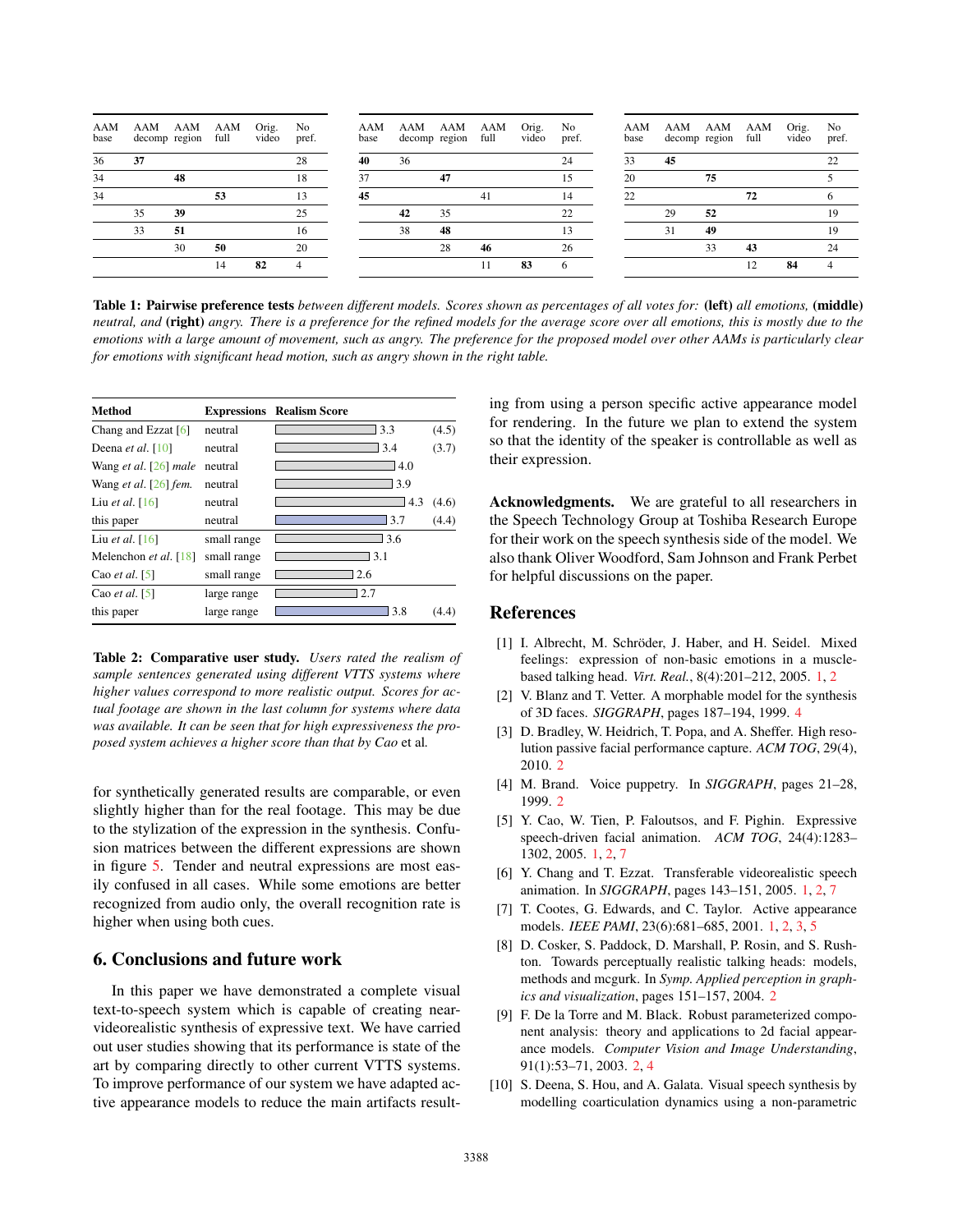| AAM base | AAM decomp | AAM region | AAM full | Orig. video | No pref. |
|---|---|---|---|---|---|
| 36 | **37** | | | | 28 |
| 34 | | **48** | | | 18 |
| 34 | | | **53** | | 13 |
| | 35 | **39** | | | 25 |
| | 33 | **51** | | | 16 |
| | | 30 | **50** | | 20 |
| | | | 14 | **82** | 4 |

| AAM base | AAM decomp | AAM region | AAM full | Orig. video | No pref. |
|---|---|---|---|---|---|
| **40** | 36 | | | | 24 |
| 37 | | **47** | | | 15 |
| **45** | | | 41 | | 14 |
| | **42** | 35 | | | 22 |
| | 38 | **48** | | | 13 |
| | | 28 | **46** | | 26 |
| | | | 11 | **83** | 6 |

| AAM base | AAM decomp | AAM region | AAM full | Orig. video | No pref. |
|---|---|---|---|---|---|
| 33 | **45** | | | | 22 |
| 20 | | **75** | | | 5 |
| 22 | | | **72** | | 6 |
| | 29 | **52** | | | 19 |
| | 31 | **49** | | | 19 |
| | | 33 | **43** | | 24 |
| | | | 12 | **84** | 4 |

**Table 1: Pairwise preference tests** *between different models. Scores shown as percentages of all votes for:* **(left)** *all emotions,* **(middle)** *neutral, and* **(right)** *angry. There is a preference for the refined models for the average score over all emotions, this is mostly due to the emotions with a large amount of movement, such as angry. The preference for the proposed model over other AAMs is particularly clear for emotions with significant head motion, such as angry shown in the right table.*

| Method | Expressions | Realism Score | |
|---|---|---|---|
| Chang and Ezzat [6] | neutral | 3.3 | (4.5) |
| Deena *et al.* [10] | neutral | 3.4 | (3.7) |
| Wang *et al.* [26] *male* | neutral | 4.0 | |
| Wang *et al.* [26] *fem.* | neutral | 3.9 | |
| Liu *et al.* [16] | neutral | 4.3 | (4.6) |
| this paper | neutral | 3.7 | (4.4) |
| Liu *et al.* [16] | small range | 3.6 | |
| Melenchon *et al.* [18] | small range | 3.1 | |
| Cao *et al.* [5] | small range | 2.6 | |
| Cao *et al.* [5] | large range | 2.7 | |
| this paper | large range | 3.8 | (4.4) |

**Table 2: Comparative user study.** *Users rated the realism of sample sentences generated using different VTTS systems where higher values correspond to more realistic output. Scores for actual footage are shown in the last column for systems where data was available. It can be seen that for high expressiveness the proposed system achieves a higher score than that by Cao* et al.

for synthetically generated results are comparable, or even slightly higher than for the real footage. This may be due to the stylization of the expression in the synthesis. Confusion matrices between the different expressions are shown in figure 5. Tender and neutral expressions are most easily confused in all cases. While some emotions are better recognized from audio only, the overall recognition rate is higher when using both cues.

## 6. Conclusions and future work

In this paper we have demonstrated a complete visual text-to-speech system which is capable of creating near-videorealistic synthesis of expressive text. We have carried out user studies showing that its performance is state of the art by comparing directly to other current VTTS systems. To improve performance of our system we have adapted active appearance models to reduce the main artifacts resulting from using a person specific active appearance model for rendering. In the future we plan to extend the system so that the identity of the speaker is controllable as well as their expression.

**Acknowledgments.** We are grateful to all researchers in the Speech Technology Group at Toshiba Research Europe for their work on the speech synthesis side of the model. We also thank Oliver Woodford, Sam Johnson and Frank Perbet for helpful discussions on the paper.

## References

[1] I. Albrecht, M. Schröder, J. Haber, and H. Seidel. Mixed feelings: expression of non-basic emotions in a muscle-based talking head. *Virt. Real.*, 8(4):201–212, 2005. 1, 2

[2] V. Blanz and T. Vetter. A morphable model for the synthesis of 3D faces. *SIGGRAPH*, pages 187–194, 1999. 4

[3] D. Bradley, W. Heidrich, T. Popa, and A. Sheffer. High resolution passive facial performance capture. *ACM TOG*, 29(4), 2010. 2

[4] M. Brand. Voice puppetry. In *SIGGRAPH*, pages 21–28, 1999. 2

[5] Y. Cao, W. Tien, P. Faloutsos, and F. Pighin. Expressive speech-driven facial animation. *ACM TOG*, 24(4):1283–1302, 2005. 1, 2, 7

[6] Y. Chang and T. Ezzat. Transferable videorealistic speech animation. In *SIGGRAPH*, pages 143–151, 2005. 1, 2, 7

[7] T. Cootes, G. Edwards, and C. Taylor. Active appearance models. *IEEE PAMI*, 23(6):681–685, 2001. 1, 2, 3, 5

[8] D. Cosker, S. Paddock, D. Marshall, P. Rosin, and S. Rushton. Towards perceptually realistic talking heads: models, methods and mcgurk. In *Symp. Applied perception in graphics and visualization*, pages 151–157, 2004. 2

[9] F. De la Torre and M. Black. Robust parameterized component analysis: theory and applications to 2d facial appearance models. *Computer Vision and Image Understanding*, 91(1):53–71, 2003. 2, 4

[10] S. Deena, S. Hou, and A. Galata. Visual speech synthesis by modelling coarticulation dynamics using a non-parametric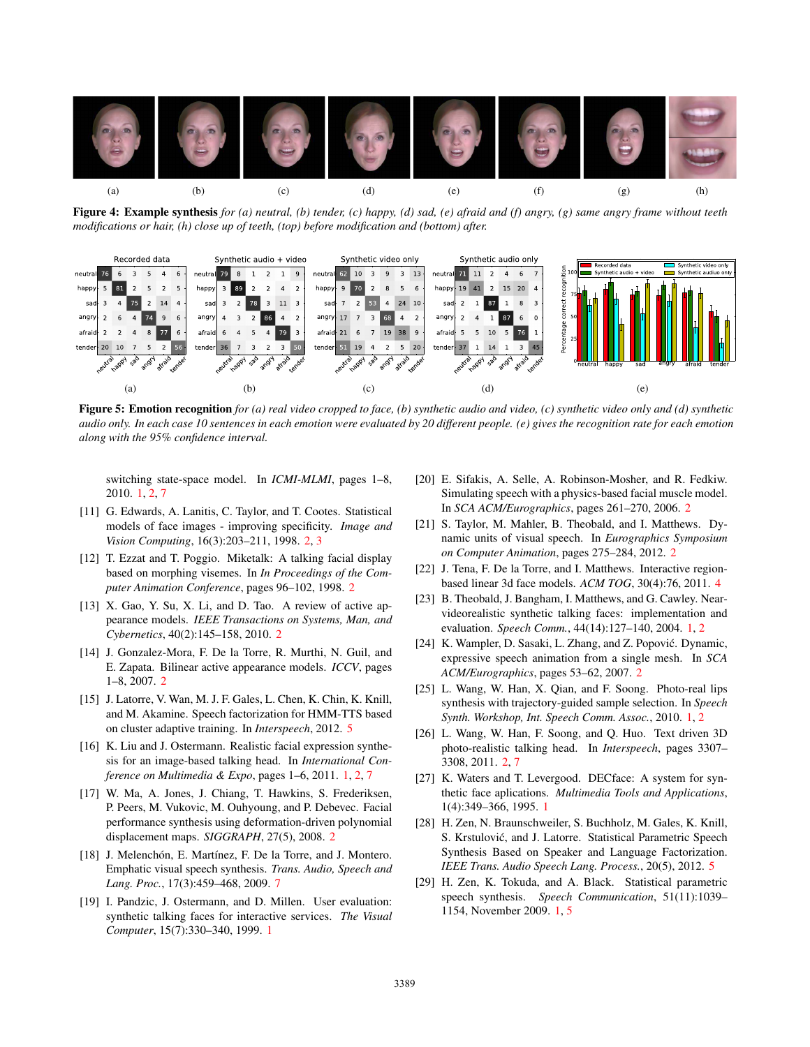(a) (b) (c) (d) (e) (f) (g) (h)

**Figure 4: Example synthesis** *for (a) neutral, (b) tender, (c) happy, (d) sad, (e) afraid and (f) angry, (g) same angry frame without teeth modifications or hair, (h) close up of teeth, (top) before modification and (bottom) after.*

(a) Recorded data

| | neutral | happy | sad | angry | afraid | tender |
|---|---|---|---|---|---|---|
| neutral | 76 | 6 | 3 | 5 | 4 | 6 |
| happy | 5 | 81 | 2 | 5 | 2 | 5 |
| sad | 3 | 4 | 75 | 2 | 14 | 4 |
| angry | 2 | 6 | 4 | 74 | 9 | 6 |
| afraid | 2 | 2 | 4 | 8 | 77 | 6 |
| tender | 20 | 10 | 7 | 5 | 2 | 56 |

(b) Synthetic audio + video

| | neutral | happy | sad | angry | afraid | tender |
|---|---|---|---|---|---|---|
| neutral | 79 | 8 | 1 | 2 | 1 | 9 |
| happy | 3 | 89 | 2 | 2 | 4 | 2 |
| sad | 3 | 2 | 78 | 3 | 11 | 3 |
| angry | 4 | 3 | 2 | 86 | 4 | 2 |
| afraid | 6 | 4 | 5 | 4 | 79 | 3 |
| tender | 36 | 7 | 3 | 2 | 3 | 50 |

(c) Synthetic video only

| | neutral | happy | sad | angry | afraid | tender |
|---|---|---|---|---|---|---|
| neutral | 62 | 10 | 3 | 9 | 3 | 13 |
| happy | 9 | 70 | 2 | 8 | 5 | 6 |
| sad | 7 | 2 | 53 | 4 | 24 | 10 |
| angry | 17 | 7 | 3 | 68 | 4 | 2 |
| afraid | 21 | 6 | 7 | 19 | 38 | 9 |
| tender | 51 | 19 | 4 | 2 | 5 | 20 |

(d) Synthetic audio only

| | neutral | happy | sad | angry | afraid | tender |
|---|---|---|---|---|---|---|
| neutral | 71 | 11 | 2 | 4 | 6 | 7 |
| happy | 19 | 41 | 2 | 15 | 20 | 4 |
| sad | 2 | 1 | 87 | 1 | 8 | 3 |
| angry | 2 | 4 | 1 | 87 | 6 | 0 |
| afraid | 5 | 5 | 10 | 5 | 76 | 1 |
| tender | 37 | 1 | 14 | 1 | 3 | 45 |

(e)

Recorded data
Synthetic audio + video
Synthetic video only
Synthetic audio only
Percentage correct recognition
0 25 50 75 100
neutral happy sad angry afraid tender

**Figure 5: Emotion recognition** *for (a) real video cropped to face, (b) synthetic audio and video, (c) synthetic video only and (d) synthetic audio only. In each case 10 sentences in each emotion were evaluated by 20 different people. (e) gives the recognition rate for each emotion along with the 95% confidence interval.*

switching state-space model. In *ICMI-MLMI*, pages 1–8, 2010. 1, 2, 7

[11] G. Edwards, A. Lanitis, C. Taylor, and T. Cootes. Statistical models of face images - improving specificity. *Image and Vision Computing*, 16(3):203–211, 1998. 2, 3

[12] T. Ezzat and T. Poggio. Miketalk: A talking facial display based on morphing visemes. In *In Proceedings of the Computer Animation Conference*, pages 96–102, 1998. 2

[13] X. Gao, Y. Su, X. Li, and D. Tao. A review of active appearance models. *IEEE Transactions on Systems, Man, and Cybernetics*, 40(2):145–158, 2010. 2

[14] J. Gonzalez-Mora, F. De la Torre, R. Murthi, N. Guil, and E. Zapata. Bilinear active appearance models. *ICCV*, pages 1–8, 2007. 2

[15] J. Latorre, V. Wan, M. J. F. Gales, L. Chen, K. Chin, K. Knill, and M. Akamine. Speech factorization for HMM-TTS based on cluster adaptive training. In *Interspeech*, 2012. 5

[16] K. Liu and J. Ostermann. Realistic facial expression synthesis for an image-based talking head. In *International Conference on Multimedia & Expo*, pages 1–6, 2011. 1, 2, 7

[17] W. Ma, A. Jones, J. Chiang, T. Hawkins, S. Frederiksen, P. Peers, M. Vukovic, M. Ouhyoung, and P. Debevec. Facial performance synthesis using deformation-driven polynomial displacement maps. *SIGGRAPH*, 27(5), 2008. 2

[18] J. Melenchón, E. Martínez, F. De la Torre, and J. Montero. Emphatic visual speech synthesis. *Trans. Audio, Speech and Lang. Proc.*, 17(3):459–468, 2009. 7

[19] I. Pandzic, J. Ostermann, and D. Millen. User evaluation: synthetic talking faces for interactive services. *The Visual Computer*, 15(7):330–340, 1999. 1

[20] E. Sifakis, A. Selle, A. Robinson-Mosher, and R. Fedkiw. Simulating speech with a physics-based facial muscle model. In *SCA ACM/Eurographics*, pages 261–270, 2006. 2

[21] S. Taylor, M. Mahler, B. Theobald, and I. Matthews. Dynamic units of visual speech. In *Eurographics Symposium on Computer Animation*, pages 275–284, 2012. 2

[22] J. Tena, F. De la Torre, and I. Matthews. Interactive region-based linear 3d face models. *ACM TOG*, 30(4):76, 2011. 4

[23] B. Theobald, J. Bangham, I. Matthews, and G. Cawley. Near-videorealistic synthetic talking faces: implementation and evaluation. *Speech Comm.*, 44(14):127–140, 2004. 1, 2

[24] K. Wampler, D. Sasaki, L. Zhang, and Z. Popović. Dynamic, expressive speech animation from a single mesh. In *SCA ACM/Eurographics*, pages 53–62, 2007. 2

[25] L. Wang, W. Han, X. Qian, and F. Soong. Photo-real lips synthesis with trajectory-guided sample selection. In *Speech Synth. Workshop, Int. Speech Comm. Assoc.*, 2010. 1, 2

[26] L. Wang, W. Han, F. Soong, and Q. Huo. Text driven 3D photo-realistic talking head. In *Interspeech*, pages 3307–3308, 2011. 2, 7

[27] K. Waters and T. Levergood. DECface: A system for synthetic face aplications. *Multimedia Tools and Applications*, 1(4):349–366, 1995. 1

[28] H. Zen, N. Braunschweiler, S. Buchholz, M. Gales, K. Knill, S. Krstulović, and J. Latorre. Statistical Parametric Speech Synthesis Based on Speaker and Language Factorization. *IEEE Trans. Audio Speech Lang. Process.*, 20(5), 2012. 5

[29] H. Zen, K. Tokuda, and A. Black. Statistical parametric speech synthesis. *Speech Communication*, 51(11):1039–1154, November 2009. 1, 5